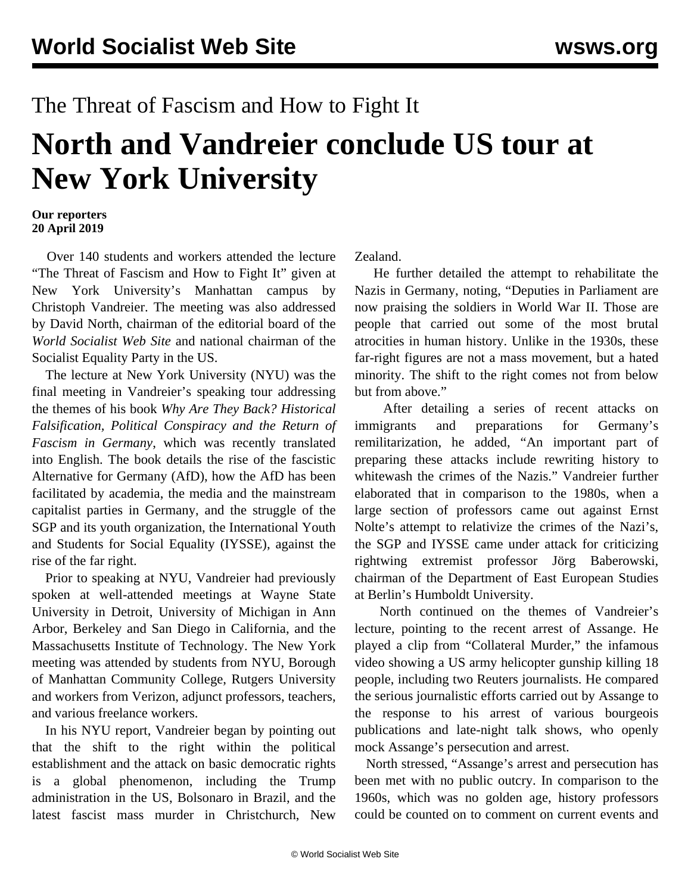The Threat of Fascism and How to Fight It

# North and Vandreier conclude US tour at New York University

**Our reporters**
**20 April 2019**

Over 140 students and workers attended the lecture "The Threat of Fascism and How to Fight It" given at New York University's Manhattan campus by Christoph Vandreier. The meeting was also addressed by David North, chairman of the editorial board of the *World Socialist Web Site* and national chairman of the Socialist Equality Party in the US.

The lecture at New York University (NYU) was the final meeting in Vandreier's speaking tour addressing the themes of his book *Why Are They Back? Historical Falsification, Political Conspiracy and the Return of Fascism in Germany*, which was recently translated into English. The book details the rise of the fascistic Alternative for Germany (AfD), how the AfD has been facilitated by academia, the media and the mainstream capitalist parties in Germany, and the struggle of the SGP and its youth organization, the International Youth and Students for Social Equality (IYSSE), against the rise of the far right.

Prior to speaking at NYU, Vandreier had previously spoken at well-attended meetings at Wayne State University in Detroit, University of Michigan in Ann Arbor, Berkeley and San Diego in California, and the Massachusetts Institute of Technology. The New York meeting was attended by students from NYU, Borough of Manhattan Community College, Rutgers University and workers from Verizon, adjunct professors, teachers, and various freelance workers.

In his NYU report, Vandreier began by pointing out that the shift to the right within the political establishment and the attack on basic democratic rights is a global phenomenon, including the Trump administration in the US, Bolsonaro in Brazil, and the latest fascist mass murder in Christchurch, New Zealand.

He further detailed the attempt to rehabilitate the Nazis in Germany, noting, "Deputies in Parliament are now praising the soldiers in World War II. Those are people that carried out some of the most brutal atrocities in human history. Unlike in the 1930s, these far-right figures are not a mass movement, but a hated minority. The shift to the right comes not from below but from above."

After detailing a series of recent attacks on immigrants and preparations for Germany's remilitarization, he added, "An important part of preparing these attacks include rewriting history to whitewash the crimes of the Nazis." Vandreier further elaborated that in comparison to the 1980s, when a large section of professors came out against Ernst Nolte's attempt to relativize the crimes of the Nazi's, the SGP and IYSSE came under attack for criticizing rightwing extremist professor Jörg Baberowski, chairman of the Department of East European Studies at Berlin's Humboldt University.

North continued on the themes of Vandreier's lecture, pointing to the recent arrest of Assange. He played a clip from "Collateral Murder," the infamous video showing a US army helicopter gunship killing 18 people, including two Reuters journalists. He compared the serious journalistic efforts carried out by Assange to the response to his arrest of various bourgeois publications and late-night talk shows, who openly mock Assange's persecution and arrest.

North stressed, "Assange's arrest and persecution has been met with no public outcry. In comparison to the 1960s, which was no golden age, history professors could be counted on to comment on current events and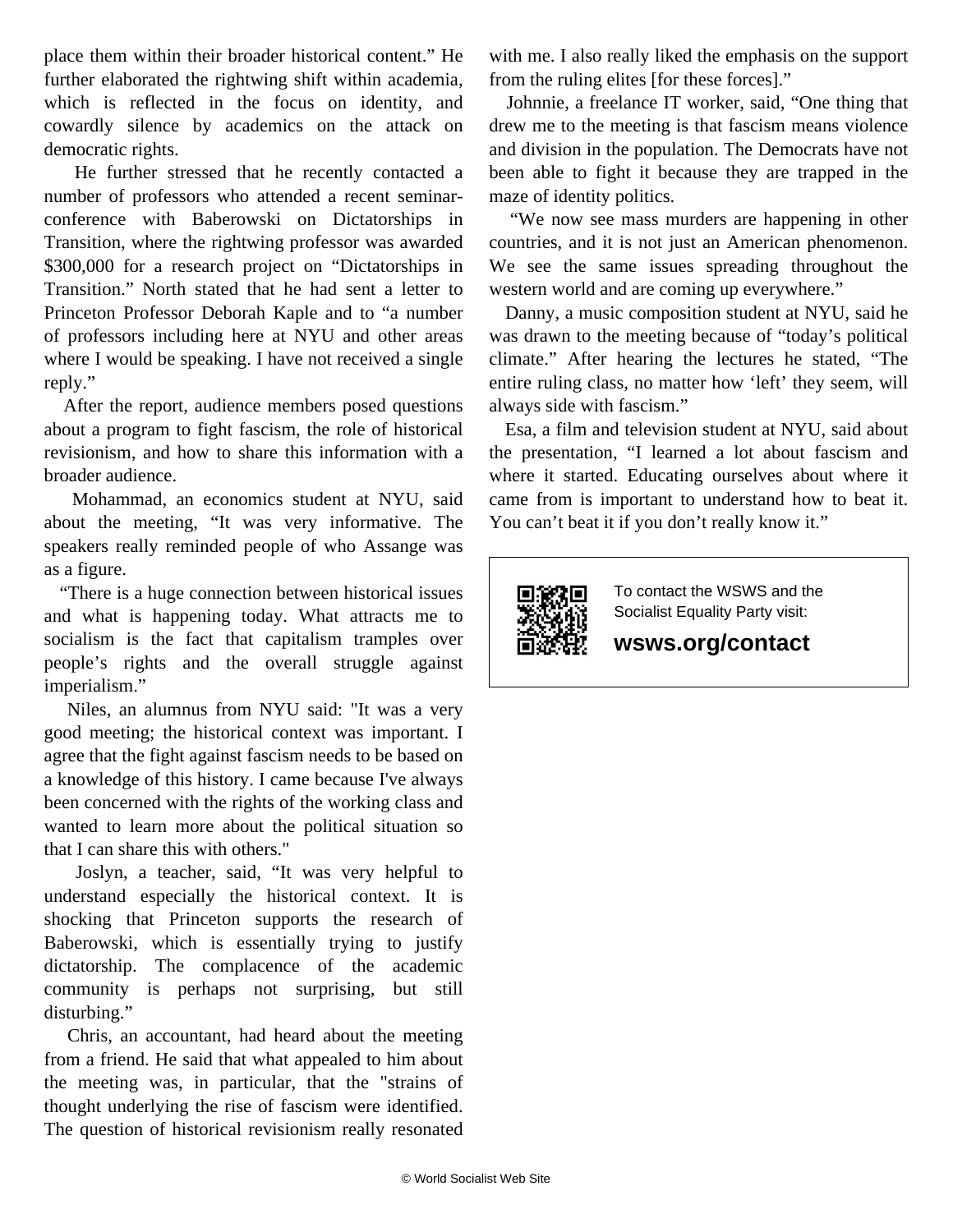place them within their broader historical content." He further elaborated the rightwing shift within academia, which is reflected in the focus on identity, and cowardly silence by academics on the attack on democratic rights.

He further stressed that he recently contacted a number of professors who attended a recent seminar-conference with Baberowski on Dictatorships in Transition, where the rightwing professor was awarded $300,000 for a research project on "Dictatorships in Transition." North stated that he had sent a letter to Princeton Professor Deborah Kaple and to "a number of professors including here at NYU and other areas where I would be speaking. I have not received a single reply."

After the report, audience members posed questions about a program to fight fascism, the role of historical revisionism, and how to share this information with a broader audience.

Mohammad, an economics student at NYU, said about the meeting, "It was very informative. The speakers really reminded people of who Assange was as a figure.

"There is a huge connection between historical issues and what is happening today. What attracts me to socialism is the fact that capitalism tramples over people's rights and the overall struggle against imperialism."

Niles, an alumnus from NYU said: "It was a very good meeting; the historical context was important. I agree that the fight against fascism needs to be based on a knowledge of this history. I came because I've always been concerned with the rights of the working class and wanted to learn more about the political situation so that I can share this with others."

Joslyn, a teacher, said, "It was very helpful to understand especially the historical context. It is shocking that Princeton supports the research of Baberowski, which is essentially trying to justify dictatorship. The complacence of the academic community is perhaps not surprising, but still disturbing."

Chris, an accountant, had heard about the meeting from a friend. He said that what appealed to him about the meeting was, in particular, that the "strains of thought underlying the rise of fascism were identified. The question of historical revisionism really resonated with me. I also really liked the emphasis on the support from the ruling elites [for these forces]."

Johnnie, a freelance IT worker, said, "One thing that drew me to the meeting is that fascism means violence and division in the population. The Democrats have not been able to fight it because they are trapped in the maze of identity politics.

"We now see mass murders are happening in other countries, and it is not just an American phenomenon. We see the same issues spreading throughout the western world and are coming up everywhere."

Danny, a music composition student at NYU, said he was drawn to the meeting because of "today's political climate." After hearing the lectures he stated, "The entire ruling class, no matter how 'left' they seem, will always side with fascism."

Esa, a film and television student at NYU, said about the presentation, "I learned a lot about fascism and where it started. Educating ourselves about where it came from is important to understand how to beat it. You can't beat it if you don't really know it."

To contact the WSWS and the Socialist Equality Party visit:

**wsws.org/contact**